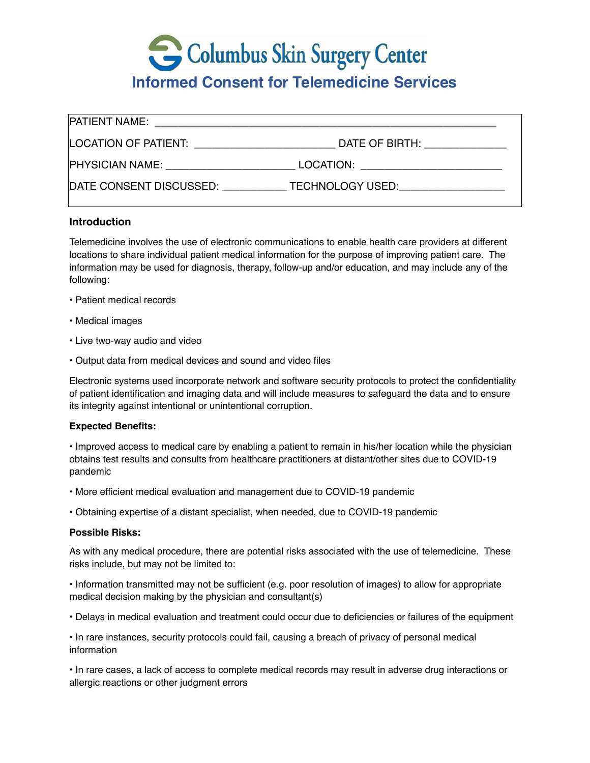# Columbus Skin Surgery Center

## Informed Consent for Telemedicine Services

PATIENT NAME: ____________________________________________________________

LOCATION OF PATIENT: _________________________ DATE OF BIRTH: ______________

PHYSICIAN NAME: ______________________ LOCATION: ________________________

DATE CONSENT DISCUSSED: ___________ TECHNOLOGY USED:_________________

### Introduction

Telemedicine involves the use of electronic communications to enable health care providers at different locations to share individual patient medical information for the purpose of improving patient care. The information may be used for diagnosis, therapy, follow-up and/or education, and may include any of the following:

- Patient medical records
- Medical images
- Live two-way audio and video
- Output data from medical devices and sound and video files

Electronic systems used incorporate network and software security protocols to protect the confidentiality of patient identification and imaging data and will include measures to safeguard the data and to ensure its integrity against intentional or unintentional corruption.

**Expected Benefits:**

- Improved access to medical care by enabling a patient to remain in his/her location while the physician obtains test results and consults from healthcare practitioners at distant/other sites due to COVID-19 pandemic
- More efficient medical evaluation and management due to COVID-19 pandemic
- Obtaining expertise of a distant specialist, when needed, due to COVID-19 pandemic

**Possible Risks:**

As with any medical procedure, there are potential risks associated with the use of telemedicine. These risks include, but may not be limited to:

- Information transmitted may not be sufficient (e.g. poor resolution of images) to allow for appropriate medical decision making by the physician and consultant(s)
- Delays in medical evaluation and treatment could occur due to deficiencies or failures of the equipment
- In rare instances, security protocols could fail, causing a breach of privacy of personal medical information
- In rare cases, a lack of access to complete medical records may result in adverse drug interactions or allergic reactions or other judgment errors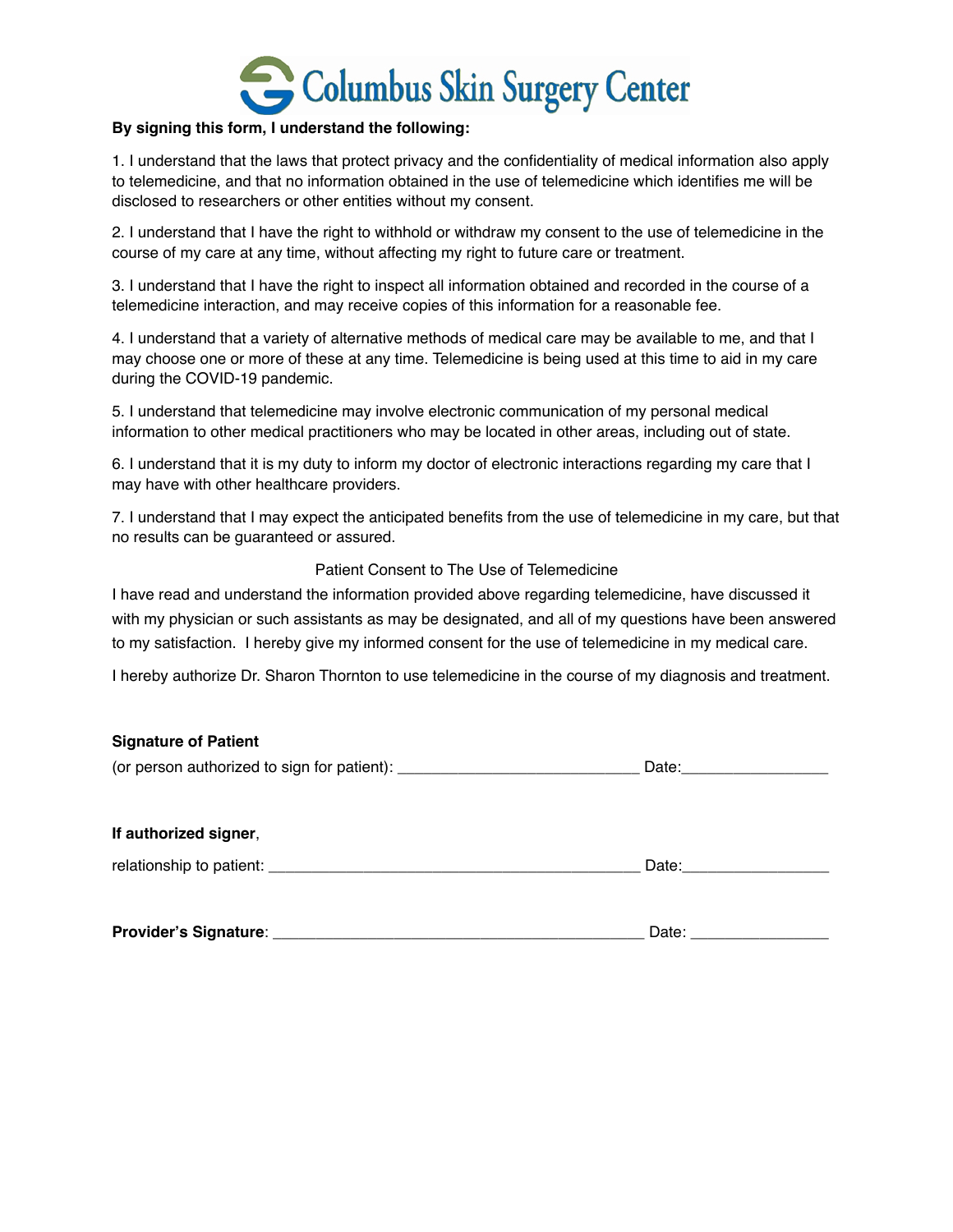# Columbus Skin Surgery Center

**By signing this form, I understand the following:**

1. I understand that the laws that protect privacy and the confidentiality of medical information also apply to telemedicine, and that no information obtained in the use of telemedicine which identifies me will be disclosed to researchers or other entities without my consent.

2. I understand that I have the right to withhold or withdraw my consent to the use of telemedicine in the course of my care at any time, without affecting my right to future care or treatment.

3. I understand that I have the right to inspect all information obtained and recorded in the course of a telemedicine interaction, and may receive copies of this information for a reasonable fee.

4. I understand that a variety of alternative methods of medical care may be available to me, and that I may choose one or more of these at any time. Telemedicine is being used at this time to aid in my care during the COVID-19 pandemic.

5. I understand that telemedicine may involve electronic communication of my personal medical information to other medical practitioners who may be located in other areas, including out of state.

6. I understand that it is my duty to inform my doctor of electronic interactions regarding my care that I may have with other healthcare providers.

7. I understand that I may expect the anticipated benefits from the use of telemedicine in my care, but that no results can be guaranteed or assured.

Patient Consent to The Use of Telemedicine

I have read and understand the information provided above regarding telemedicine, have discussed it with my physician or such assistants as may be designated, and all of my questions have been answered to my satisfaction. I hereby give my informed consent for the use of telemedicine in my medical care.

I hereby authorize Dr. Sharon Thornton to use telemedicine in the course of my diagnosis and treatment.

**Signature of Patient**

(or person authorized to sign for patient): ____________________________ Date:_________________

**If authorized signer**,

relationship to patient: ____________________________________________ Date:_________________

**Provider's Signature**: ____________________________________________ Date: ________________